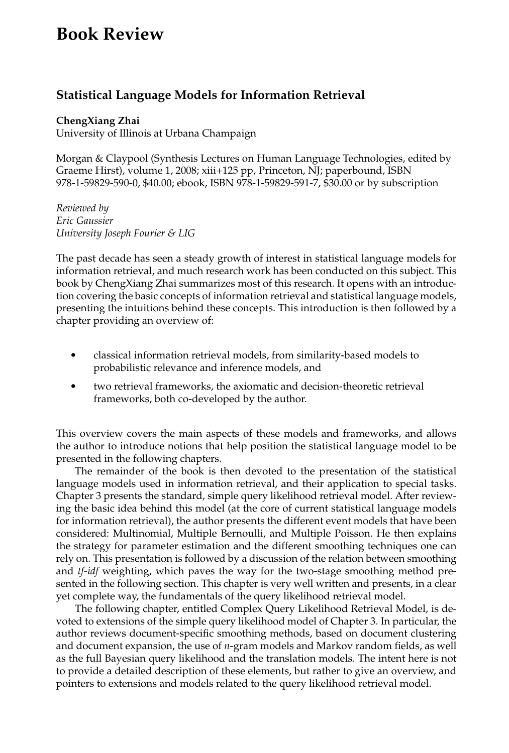# Book Review

## Statistical Language Models for Information Retrieval

**ChengXiang Zhai**
University of Illinois at Urbana Champaign

Morgan & Claypool (Synthesis Lectures on Human Language Technologies, edited by Graeme Hirst), volume 1, 2008; xiii+125 pp, Princeton, NJ; paperbound, ISBN 978-1-59829-590-0, $40.00; ebook, ISBN 978-1-59829-591-7, $30.00 or by subscription

*Reviewed by*
*Eric Gaussier*
*University Joseph Fourier & LIG*

The past decade has seen a steady growth of interest in statistical language models for information retrieval, and much research work has been conducted on this subject. This book by ChengXiang Zhai summarizes most of this research. It opens with an introduction covering the basic concepts of information retrieval and statistical language models, presenting the intuitions behind these concepts. This introduction is then followed by a chapter providing an overview of:

- classical information retrieval models, from similarity-based models to probabilistic relevance and inference models, and
- two retrieval frameworks, the axiomatic and decision-theoretic retrieval frameworks, both co-developed by the author.

This overview covers the main aspects of these models and frameworks, and allows the author to introduce notions that help position the statistical language model to be presented in the following chapters.

The remainder of the book is then devoted to the presentation of the statistical language models used in information retrieval, and their application to special tasks. Chapter 3 presents the standard, simple query likelihood retrieval model. After reviewing the basic idea behind this model (at the core of current statistical language models for information retrieval), the author presents the different event models that have been considered: Multinomial, Multiple Bernoulli, and Multiple Poisson. He then explains the strategy for parameter estimation and the different smoothing techniques one can rely on. This presentation is followed by a discussion of the relation between smoothing and *tf-idf* weighting, which paves the way for the two-stage smoothing method presented in the following section. This chapter is very well written and presents, in a clear yet complete way, the fundamentals of the query likelihood retrieval model.

The following chapter, entitled Complex Query Likelihood Retrieval Model, is devoted to extensions of the simple query likelihood model of Chapter 3. In particular, the author reviews document-specific smoothing methods, based on document clustering and document expansion, the use of *n*-gram models and Markov random fields, as well as the full Bayesian query likelihood and the translation models. The intent here is not to provide a detailed description of these elements, but rather to give an overview, and pointers to extensions and models related to the query likelihood retrieval model.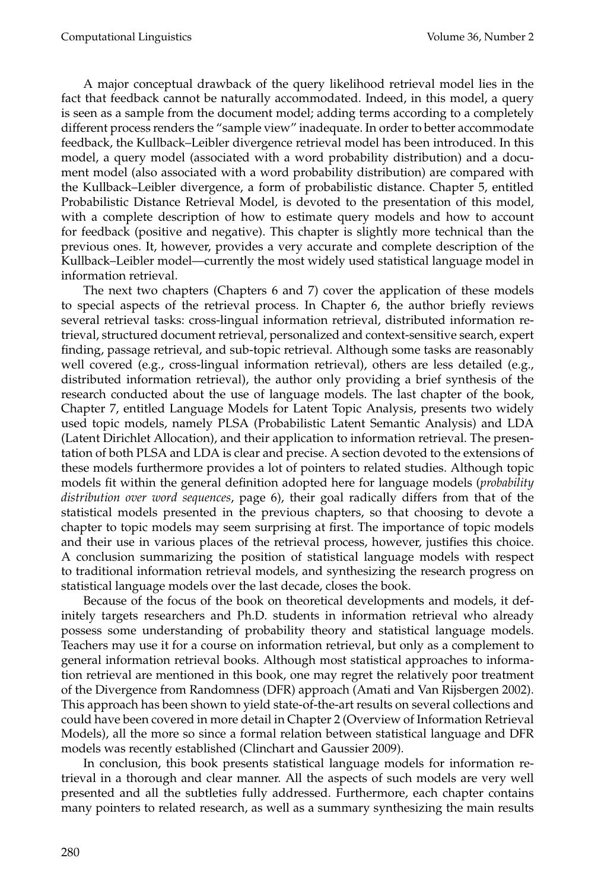A major conceptual drawback of the query likelihood retrieval model lies in the fact that feedback cannot be naturally accommodated. Indeed, in this model, a query is seen as a sample from the document model; adding terms according to a completely different process renders the "sample view" inadequate. In order to better accommodate feedback, the Kullback–Leibler divergence retrieval model has been introduced. In this model, a query model (associated with a word probability distribution) and a document model (also associated with a word probability distribution) are compared with the Kullback–Leibler divergence, a form of probabilistic distance. Chapter 5, entitled Probabilistic Distance Retrieval Model, is devoted to the presentation of this model, with a complete description of how to estimate query models and how to account for feedback (positive and negative). This chapter is slightly more technical than the previous ones. It, however, provides a very accurate and complete description of the Kullback–Leibler model—currently the most widely used statistical language model in information retrieval.

The next two chapters (Chapters 6 and 7) cover the application of these models to special aspects of the retrieval process. In Chapter 6, the author briefly reviews several retrieval tasks: cross-lingual information retrieval, distributed information retrieval, structured document retrieval, personalized and context-sensitive search, expert finding, passage retrieval, and sub-topic retrieval. Although some tasks are reasonably well covered (e.g., cross-lingual information retrieval), others are less detailed (e.g., distributed information retrieval), the author only providing a brief synthesis of the research conducted about the use of language models. The last chapter of the book, Chapter 7, entitled Language Models for Latent Topic Analysis, presents two widely used topic models, namely PLSA (Probabilistic Latent Semantic Analysis) and LDA (Latent Dirichlet Allocation), and their application to information retrieval. The presentation of both PLSA and LDA is clear and precise. A section devoted to the extensions of these models furthermore provides a lot of pointers to related studies. Although topic models fit within the general definition adopted here for language models (*probability distribution over word sequences*, page 6), their goal radically differs from that of the statistical models presented in the previous chapters, so that choosing to devote a chapter to topic models may seem surprising at first. The importance of topic models and their use in various places of the retrieval process, however, justifies this choice. A conclusion summarizing the position of statistical language models with respect to traditional information retrieval models, and synthesizing the research progress on statistical language models over the last decade, closes the book.

Because of the focus of the book on theoretical developments and models, it definitely targets researchers and Ph.D. students in information retrieval who already possess some understanding of probability theory and statistical language models. Teachers may use it for a course on information retrieval, but only as a complement to general information retrieval books. Although most statistical approaches to information retrieval are mentioned in this book, one may regret the relatively poor treatment of the Divergence from Randomness (DFR) approach (Amati and Van Rijsbergen 2002). This approach has been shown to yield state-of-the-art results on several collections and could have been covered in more detail in Chapter 2 (Overview of Information Retrieval Models), all the more so since a formal relation between statistical language and DFR models was recently established (Clinchart and Gaussier 2009).

In conclusion, this book presents statistical language models for information retrieval in a thorough and clear manner. All the aspects of such models are very well presented and all the subtleties fully addressed. Furthermore, each chapter contains many pointers to related research, as well as a summary synthesizing the main results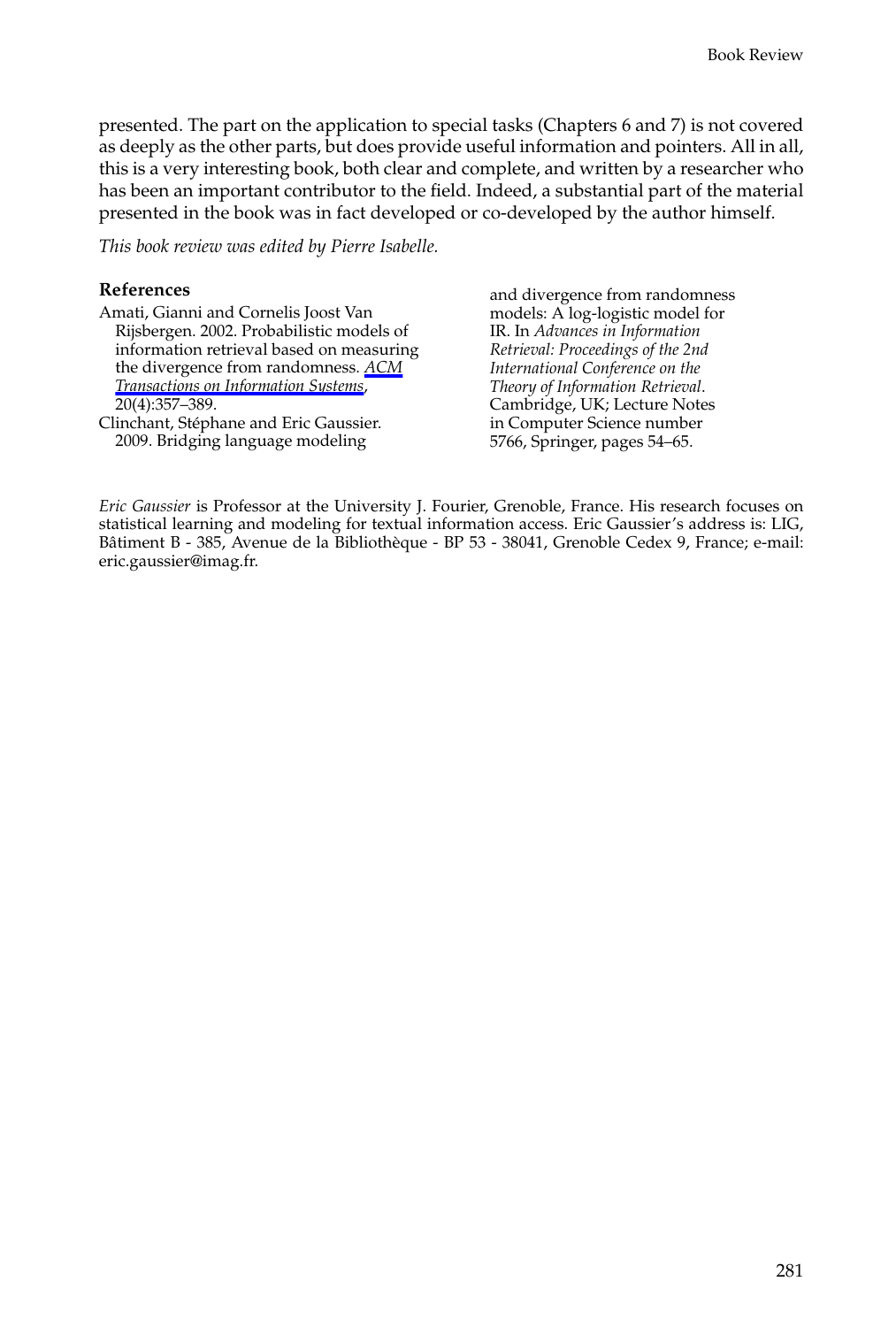presented. The part on the application to special tasks (Chapters 6 and 7) is not covered as deeply as the other parts, but does provide useful information and pointers. All in all, this is a very interesting book, both clear and complete, and written by a researcher who has been an important contributor to the field. Indeed, a substantial part of the material presented in the book was in fact developed or co-developed by the author himself.

*This book review was edited by Pierre Isabelle.*

**References**

Amati, Gianni and Cornelis Joost Van Rijsbergen. 2002. Probabilistic models of information retrieval based on measuring the divergence from randomness. *ACM Transactions on Information Systems*, 20(4):357–389.

Clinchant, Stéphane and Eric Gaussier. 2009. Bridging language modeling and divergence from randomness models: A log-logistic model for IR. In *Advances in Information Retrieval: Proceedings of the 2nd International Conference on the Theory of Information Retrieval*. Cambridge, UK; Lecture Notes in Computer Science number 5766, Springer, pages 54–65.

*Eric Gaussier* is Professor at the University J. Fourier, Grenoble, France. His research focuses on statistical learning and modeling for textual information access. Eric Gaussier's address is: LIG, Bâtiment B - 385, Avenue de la Bibliothèque - BP 53 - 38041, Grenoble Cedex 9, France; e-mail: eric.gaussier@imag.fr.